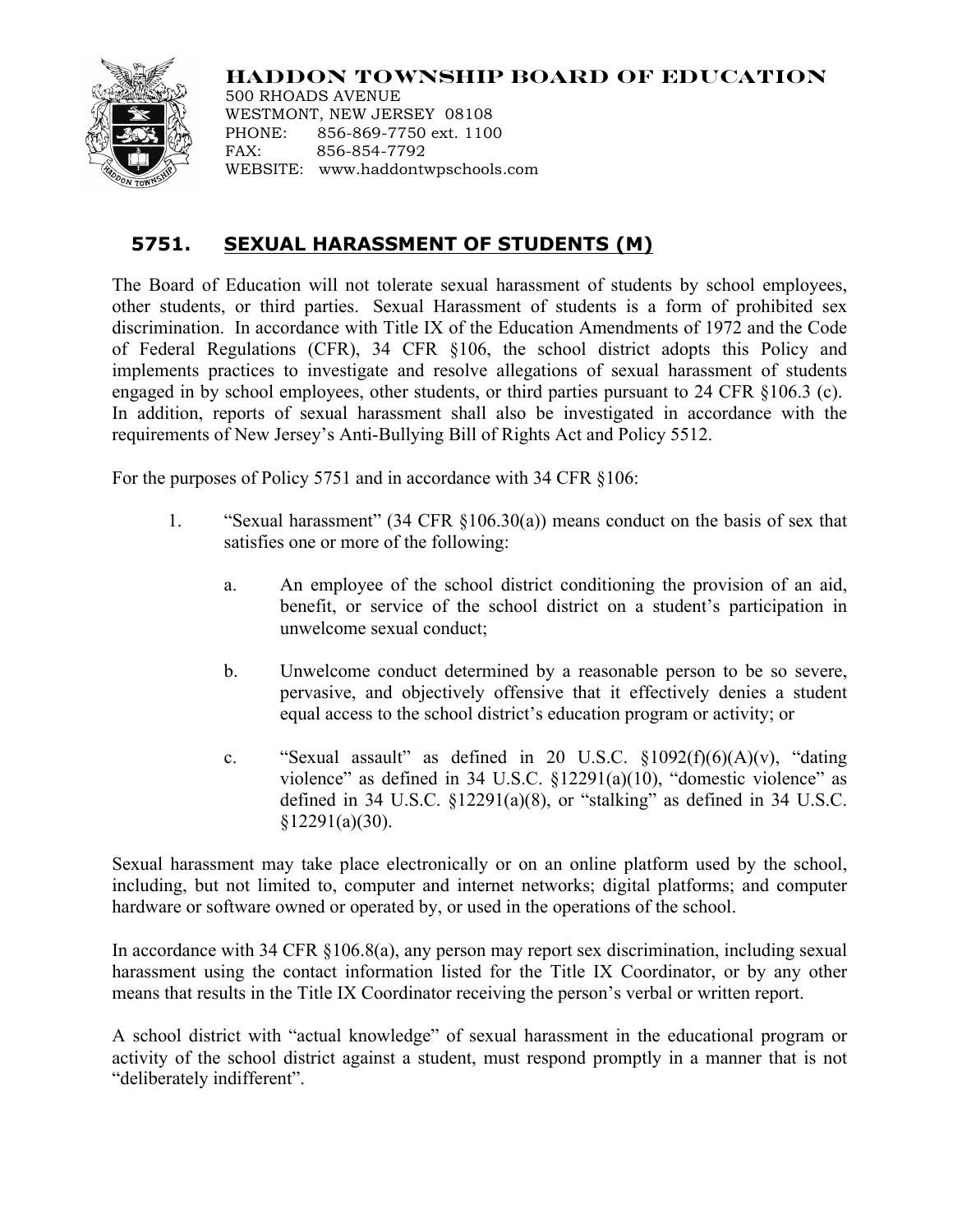# HADDON TOWNSHIP BOARD OF EDUCATION

500 RHOADS AVENUE
WESTMONT, NEW JERSEY 08108
PHONE: 856-869-7750 ext. 1100
FAX: 856-854-7792
WEBSITE: www.haddontwpschools.com

## 5751. SEXUAL HARASSMENT OF STUDENTS (M)

The Board of Education will not tolerate sexual harassment of students by school employees, other students, or third parties. Sexual Harassment of students is a form of prohibited sex discrimination. In accordance with Title IX of the Education Amendments of 1972 and the Code of Federal Regulations (CFR), 34 CFR §106, the school district adopts this Policy and implements practices to investigate and resolve allegations of sexual harassment of students engaged in by school employees, other students, or third parties pursuant to 24 CFR §106.3 (c). In addition, reports of sexual harassment shall also be investigated in accordance with the requirements of New Jersey's Anti-Bullying Bill of Rights Act and Policy 5512.

For the purposes of Policy 5751 and in accordance with 34 CFR §106:

1. "Sexual harassment" (34 CFR §106.30(a)) means conduct on the basis of sex that satisfies one or more of the following:

   a. An employee of the school district conditioning the provision of an aid, benefit, or service of the school district on a student's participation in unwelcome sexual conduct;

   b. Unwelcome conduct determined by a reasonable person to be so severe, pervasive, and objectively offensive that it effectively denies a student equal access to the school district's education program or activity; or

   c. "Sexual assault" as defined in 20 U.S.C. §1092(f)(6)(A)(v), "dating violence" as defined in 34 U.S.C. §12291(a)(10), "domestic violence" as defined in 34 U.S.C. §12291(a)(8), or "stalking" as defined in 34 U.S.C. §12291(a)(30).

Sexual harassment may take place electronically or on an online platform used by the school, including, but not limited to, computer and internet networks; digital platforms; and computer hardware or software owned or operated by, or used in the operations of the school.

In accordance with 34 CFR §106.8(a), any person may report sex discrimination, including sexual harassment using the contact information listed for the Title IX Coordinator, or by any other means that results in the Title IX Coordinator receiving the person's verbal or written report.

A school district with "actual knowledge" of sexual harassment in the educational program or activity of the school district against a student, must respond promptly in a manner that is not "deliberately indifferent".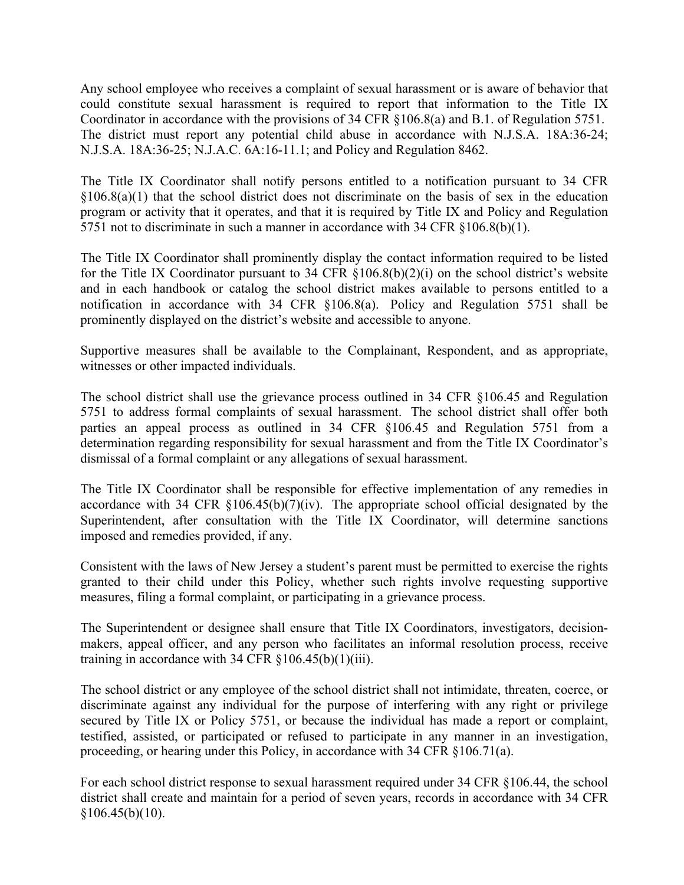Any school employee who receives a complaint of sexual harassment or is aware of behavior that could constitute sexual harassment is required to report that information to the Title IX Coordinator in accordance with the provisions of 34 CFR §106.8(a) and B.1. of Regulation 5751. The district must report any potential child abuse in accordance with N.J.S.A. 18A:36-24; N.J.S.A. 18A:36-25; N.J.A.C. 6A:16-11.1; and Policy and Regulation 8462.

The Title IX Coordinator shall notify persons entitled to a notification pursuant to 34 CFR §106.8(a)(1) that the school district does not discriminate on the basis of sex in the education program or activity that it operates, and that it is required by Title IX and Policy and Regulation 5751 not to discriminate in such a manner in accordance with 34 CFR §106.8(b)(1).

The Title IX Coordinator shall prominently display the contact information required to be listed for the Title IX Coordinator pursuant to 34 CFR §106.8(b)(2)(i) on the school district's website and in each handbook or catalog the school district makes available to persons entitled to a notification in accordance with 34 CFR §106.8(a). Policy and Regulation 5751 shall be prominently displayed on the district's website and accessible to anyone.

Supportive measures shall be available to the Complainant, Respondent, and as appropriate, witnesses or other impacted individuals.

The school district shall use the grievance process outlined in 34 CFR §106.45 and Regulation 5751 to address formal complaints of sexual harassment. The school district shall offer both parties an appeal process as outlined in 34 CFR §106.45 and Regulation 5751 from a determination regarding responsibility for sexual harassment and from the Title IX Coordinator's dismissal of a formal complaint or any allegations of sexual harassment.

The Title IX Coordinator shall be responsible for effective implementation of any remedies in accordance with 34 CFR §106.45(b)(7)(iv). The appropriate school official designated by the Superintendent, after consultation with the Title IX Coordinator, will determine sanctions imposed and remedies provided, if any.

Consistent with the laws of New Jersey a student's parent must be permitted to exercise the rights granted to their child under this Policy, whether such rights involve requesting supportive measures, filing a formal complaint, or participating in a grievance process.

The Superintendent or designee shall ensure that Title IX Coordinators, investigators, decision-makers, appeal officer, and any person who facilitates an informal resolution process, receive training in accordance with 34 CFR §106.45(b)(1)(iii).

The school district or any employee of the school district shall not intimidate, threaten, coerce, or discriminate against any individual for the purpose of interfering with any right or privilege secured by Title IX or Policy 5751, or because the individual has made a report or complaint, testified, assisted, or participated or refused to participate in any manner in an investigation, proceeding, or hearing under this Policy, in accordance with 34 CFR §106.71(a).

For each school district response to sexual harassment required under 34 CFR §106.44, the school district shall create and maintain for a period of seven years, records in accordance with 34 CFR §106.45(b)(10).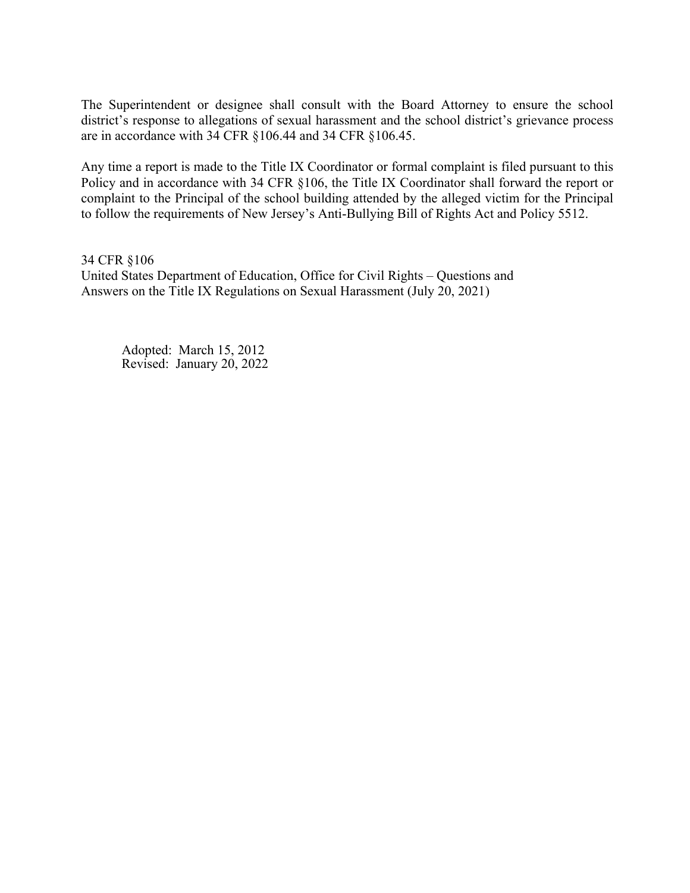The Superintendent or designee shall consult with the Board Attorney to ensure the school district's response to allegations of sexual harassment and the school district's grievance process are in accordance with 34 CFR §106.44 and 34 CFR §106.45.

Any time a report is made to the Title IX Coordinator or formal complaint is filed pursuant to this Policy and in accordance with 34 CFR §106, the Title IX Coordinator shall forward the report or complaint to the Principal of the school building attended by the alleged victim for the Principal to follow the requirements of New Jersey's Anti-Bullying Bill of Rights Act and Policy 5512.

34 CFR §106
United States Department of Education, Office for Civil Rights – Questions and Answers on the Title IX Regulations on Sexual Harassment (July 20, 2021)

Adopted: March 15, 2012
Revised: January 20, 2022